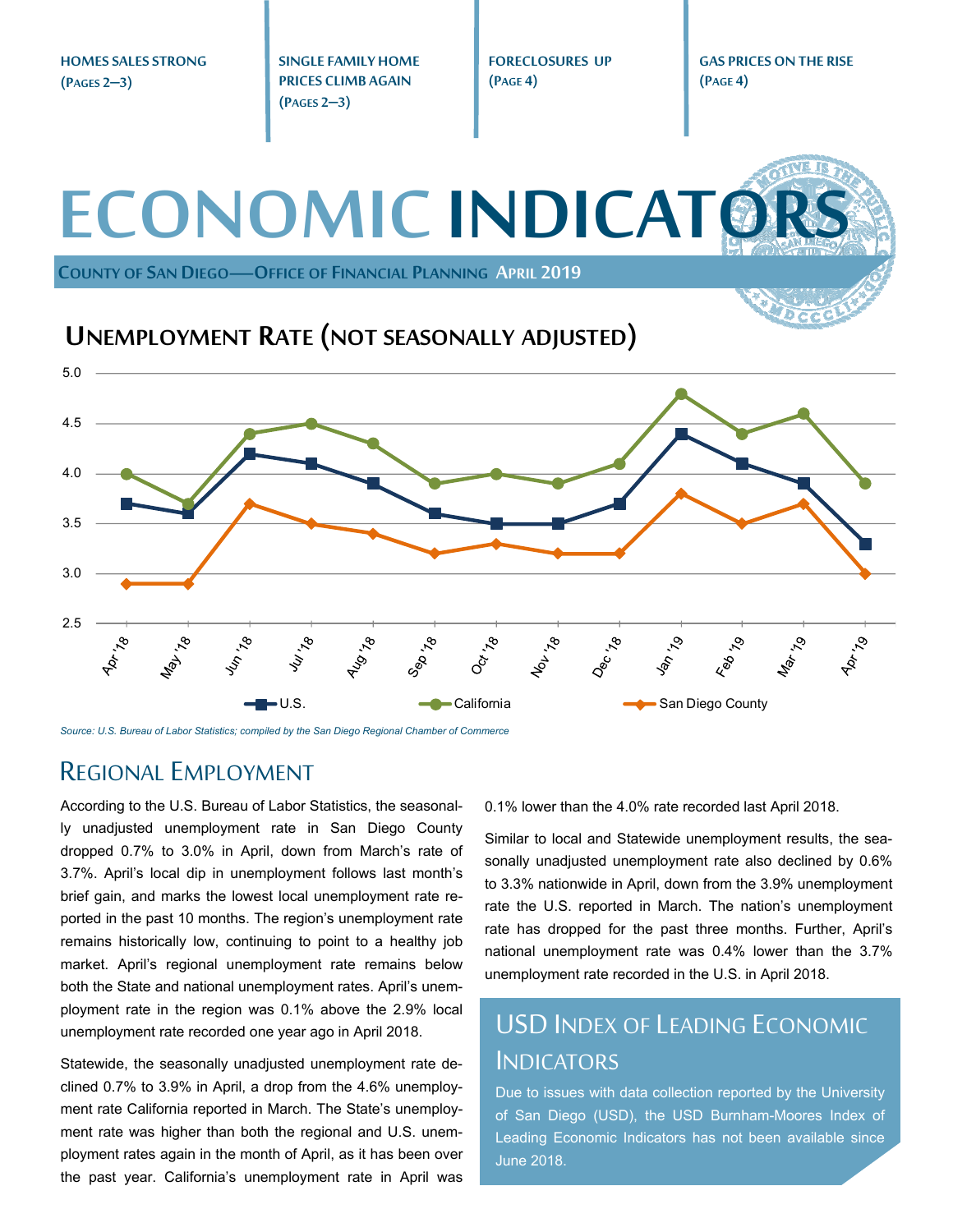**HOMES SALES STRONG (PAGES 2—3)**

**SINGLE FAMILY HOME PRICES CLIMB AGAIN (PAGES 2—3)**

**FORECLOSURES UP (PAGE 4)**

**GAS PRICES ON THE RISE (PAGE 4)**

# ECONOMIC INDICATORS

**COUNTY OF SAN DIEGO—OFFICE OF FINANCIAL PLANNING APRIL 2019**

## UNEMPLOYMENT RATE (NOT SEASONALLY ADJUSTED)

| | Apr '18 | May '18 | Jun '18 | Jul '18 | Aug '18 | Sep '18 | Oct '18 | Nov '18 | Dec '18 | Jan '19 | Feb '19 | Mar '19 | Apr '19 |
|---|---|---|---|---|---|---|---|---|---|---|---|---|---|
| U.S. | 3.7 | 3.6 | 4.2 | 4.1 | 3.9 | 3.6 | 3.5 | 3.5 | 3.7 | 4.4 | 4.1 | 3.9 | 3.3 |
| California | 4.0 | 3.7 | 4.4 | 4.5 | 4.3 | 3.9 | 4.0 | 3.9 | 4.1 | 4.8 | 4.4 | 4.6 | 3.9 |
| San Diego County | 2.9 | 2.9 | 3.7 | 3.5 | 3.4 | 3.2 | 3.3 | 3.2 | 3.2 | 3.8 | 3.5 | 3.7 | 3.0 |

*Source: U.S. Bureau of Labor Statistics; compiled by the San Diego Regional Chamber of Commerce*

## REGIONAL EMPLOYMENT

According to the U.S. Bureau of Labor Statistics, the seasonally unadjusted unemployment rate in San Diego County dropped 0.7% to 3.0% in April, down from March's rate of 3.7%. April's local dip in unemployment follows last month's brief gain, and marks the lowest local unemployment rate reported in the past 10 months. The region's unemployment rate remains historically low, continuing to point to a healthy job market. April's regional unemployment rate remains below both the State and national unemployment rates. April's unemployment rate in the region was 0.1% above the 2.9% local unemployment rate recorded one year ago in April 2018.

Statewide, the seasonally unadjusted unemployment rate declined 0.7% to 3.9% in April, a drop from the 4.6% unemployment rate California reported in March. The State's unemployment rate was higher than both the regional and U.S. unemployment rates again in the month of April, as it has been over the past year. California's unemployment rate in April was 0.1% lower than the 4.0% rate recorded last April 2018.

Similar to local and Statewide unemployment results, the seasonally unadjusted unemployment rate also declined by 0.6% to 3.3% nationwide in April, down from the 3.9% unemployment rate the U.S. reported in March. The nation's unemployment rate has dropped for the past three months. Further, April's national unemployment rate was 0.4% lower than the 3.7% unemployment rate recorded in the U.S. in April 2018.

## USD INDEX OF LEADING ECONOMIC INDICATORS

Due to issues with data collection reported by the University of San Diego (USD), the USD Burnham-Moores Index of Leading Economic Indicators has not been available since June 2018.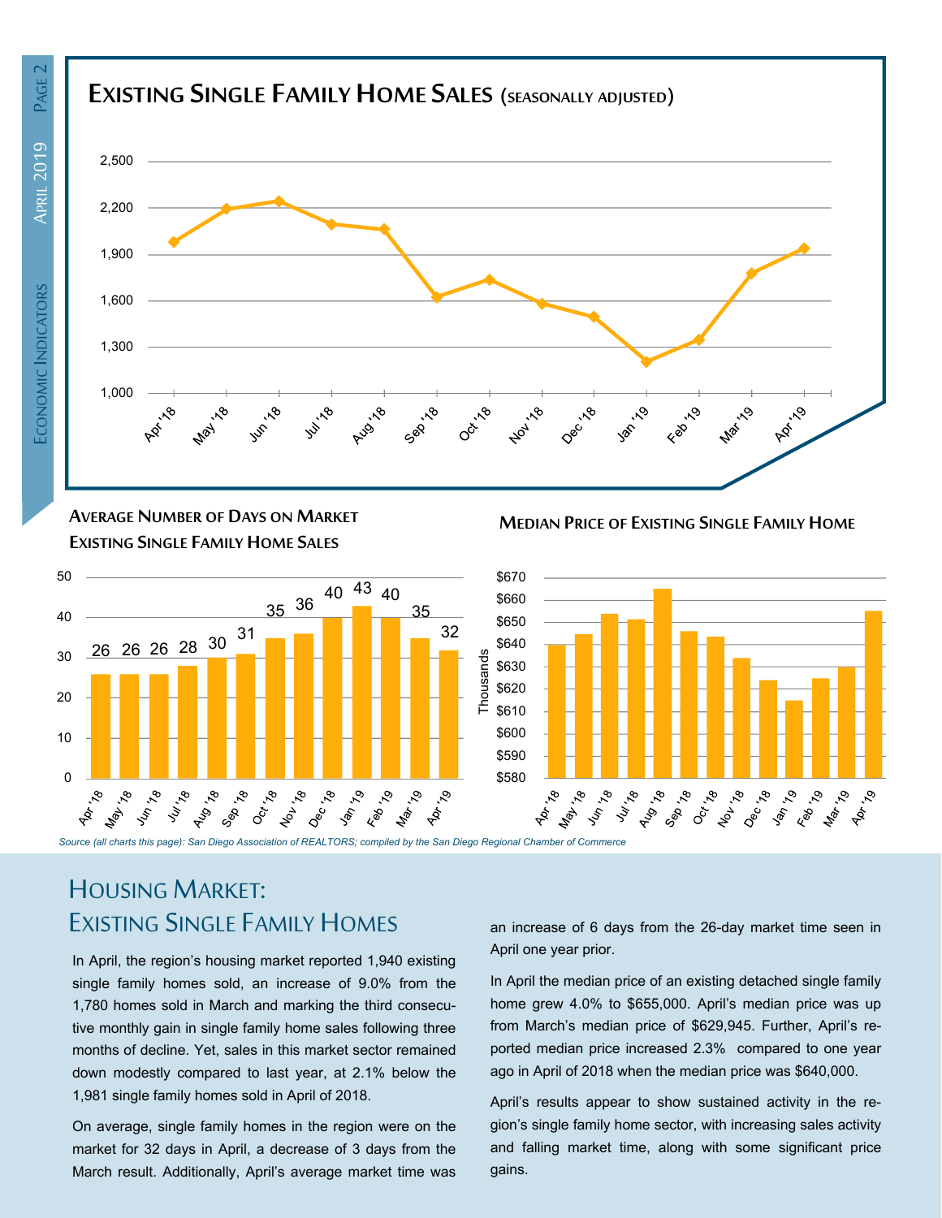## Existing Single Family Home Sales (seasonally adjusted)

### Average Number of Days on Market Existing Single Family Home Sales

| Month | Days |
|---|---|
| Apr '18 | 26 |
| May '18 | 26 |
| Jun '18 | 26 |
| Jul '18 | 28 |
| Aug '18 | 30 |
| Sep '18 | 31 |
| Oct '18 | 35 |
| Nov '18 | 36 |
| Dec '18 | 40 |
| Jan '19 | 43 |
| Feb '19 | 40 |
| Mar '19 | 35 |
| Apr '19 | 32 |

### Median Price of Existing Single Family Home

*Source (all charts this page): San Diego Association of REALTORS; compiled by the San Diego Regional Chamber of Commerce*

# Housing Market: Existing Single Family Homes

In April, the region's housing market reported 1,940 existing single family homes sold, an increase of 9.0% from the 1,780 homes sold in March and marking the third consecutive monthly gain in single family home sales following three months of decline. Yet, sales in this market sector remained down modestly compared to last year, at 2.1% below the 1,981 single family homes sold in April of 2018.

On average, single family homes in the region were on the market for 32 days in April, a decrease of 3 days from the March result. Additionally, April's average market time was an increase of 6 days from the 26-day market time seen in April one year prior.

In April the median price of an existing detached single family home grew 4.0% to $655,000. April's median price was up from March's median price of $629,945. Further, April's reported median price increased 2.3% compared to one year ago in April of 2018 when the median price was $640,000.

April's results appear to show sustained activity in the region's single family home sector, with increasing sales activity and falling market time, along with some significant price gains.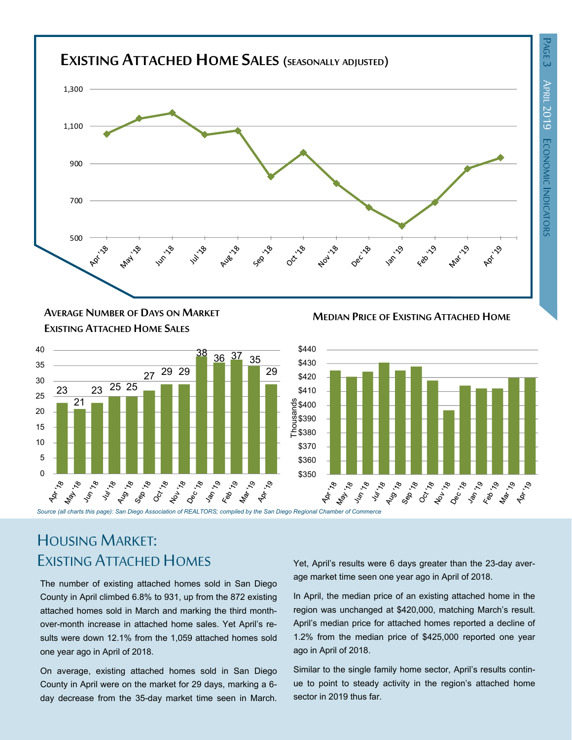## Existing Attached Home Sales (seasonally adjusted)

## Average Number of Days on Market Existing Attached Home Sales

| Month | Days |
|---|---|
| Apr '18 | 23 |
| May '18 | 21 |
| Jun '18 | 23 |
| Jul '18 | 25 |
| Aug '18 | 25 |
| Sep '18 | 27 |
| Oct '18 | 29 |
| Nov '18 | 29 |
| Dec '18 | 38 |
| Jan '19 | 36 |
| Feb '19 | 37 |
| Mar '19 | 35 |
| Apr '19 | 29 |

## Median Price of Existing Attached Home

*Source (all charts this page): San Diego Association of REALTORS; compiled by the San Diego Regional Chamber of Commerce*

# Housing Market: Existing Attached Homes

The number of existing attached homes sold in San Diego County in April climbed 6.8% to 931, up from the 872 existing attached homes sold in March and marking the third month-over-month increase in attached home sales. Yet April's results were down 12.1% from the 1,059 attached homes sold one year ago in April of 2018.

On average, existing attached homes sold in San Diego County in April were on the market for 29 days, marking a 6-day decrease from the 35-day market time seen in March. Yet, April's results were 6 days greater than the 23-day average market time seen one year ago in April of 2018.

In April, the median price of an existing attached home in the region was unchanged at $420,000, matching March's result. April's median price for attached homes reported a decline of 1.2% from the median price of $425,000 reported one year ago in April of 2018.

Similar to the single family home sector, April's results continue to point to steady activity in the region's attached home sector in 2019 thus far.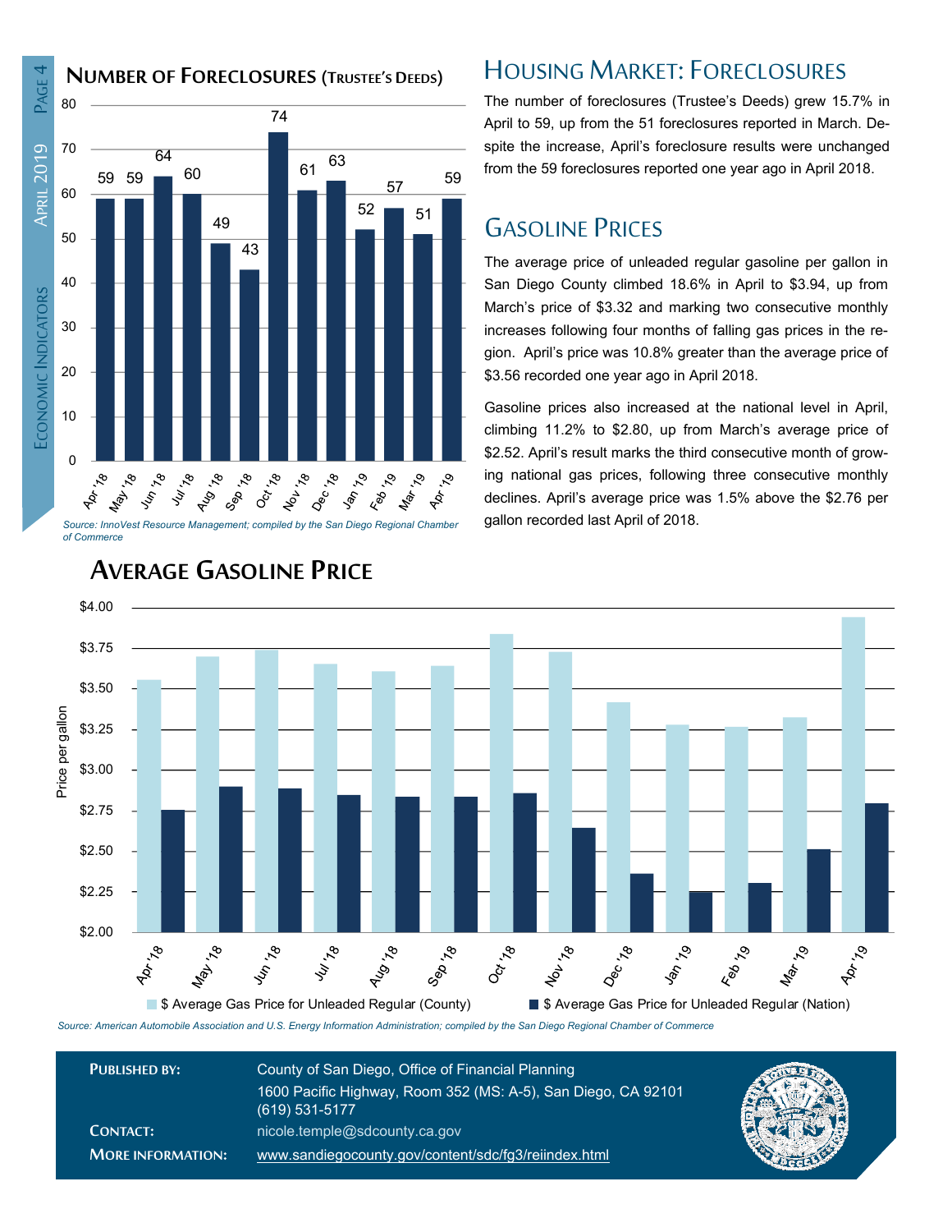## Number of Foreclosures (Trustee's Deeds)

80
70
60
50
40
30
20
10
0

59 59 64 60 49 43 74 61 63 52 57 51 59

Apr '18 May '18 Jun '18 Jul '18 Aug '18 Sep '18 Oct '18 Nov '18 Dec '18 Jan '19 Feb '19 Mar '19 Apr '19

*Source: InnoVest Resource Management; compiled by the San Diego Regional Chamber of Commerce*

## Housing Market: Foreclosures

The number of foreclosures (Trustee's Deeds) grew 15.7% in April to 59, up from the 51 foreclosures reported in March. Despite the increase, April's foreclosure results were unchanged from the 59 foreclosures reported one year ago in April 2018.

## Gasoline Prices

The average price of unleaded regular gasoline per gallon in San Diego County climbed 18.6% in April to $3.94, up from March's price of $3.32 and marking two consecutive monthly increases following four months of falling gas prices in the region. April's price was 10.8% greater than the average price of $3.56 recorded one year ago in April 2018.

Gasoline prices also increased at the national level in April, climbing 11.2% to $2.80, up from March's average price of $2.52. April's result marks the third consecutive month of growing national gas prices, following three consecutive monthly declines. April's average price was 1.5% above the $2.76 per gallon recorded last April of 2018.

## Average Gasoline Price

Price per gallon

$4.00
$3.75
$3.50
$3.25
$3.00
$2.75
$2.50
$2.25
$2.00

Apr '18 May '18 Jun '18 Jul '18 Aug '18 Sep '18 Oct '18 Nov '18 Dec '18 Jan '19 Feb '19 Mar '19 Apr '19

$ Average Gas Price for Unleaded Regular (County)
$ Average Gas Price for Unleaded Regular (Nation)

*Source: American Automobile Association and U.S. Energy Information Administration; compiled by the San Diego Regional Chamber of Commerce*

**Published by:** County of San Diego, Office of Financial Planning
1600 Pacific Highway, Room 352 (MS: A-5), San Diego, CA 92101
(619) 531-5177

**Contact:** nicole.temple@sdcounty.ca.gov

**More information:** www.sandiegocounty.gov/content/sdc/fg3/reiindex.html